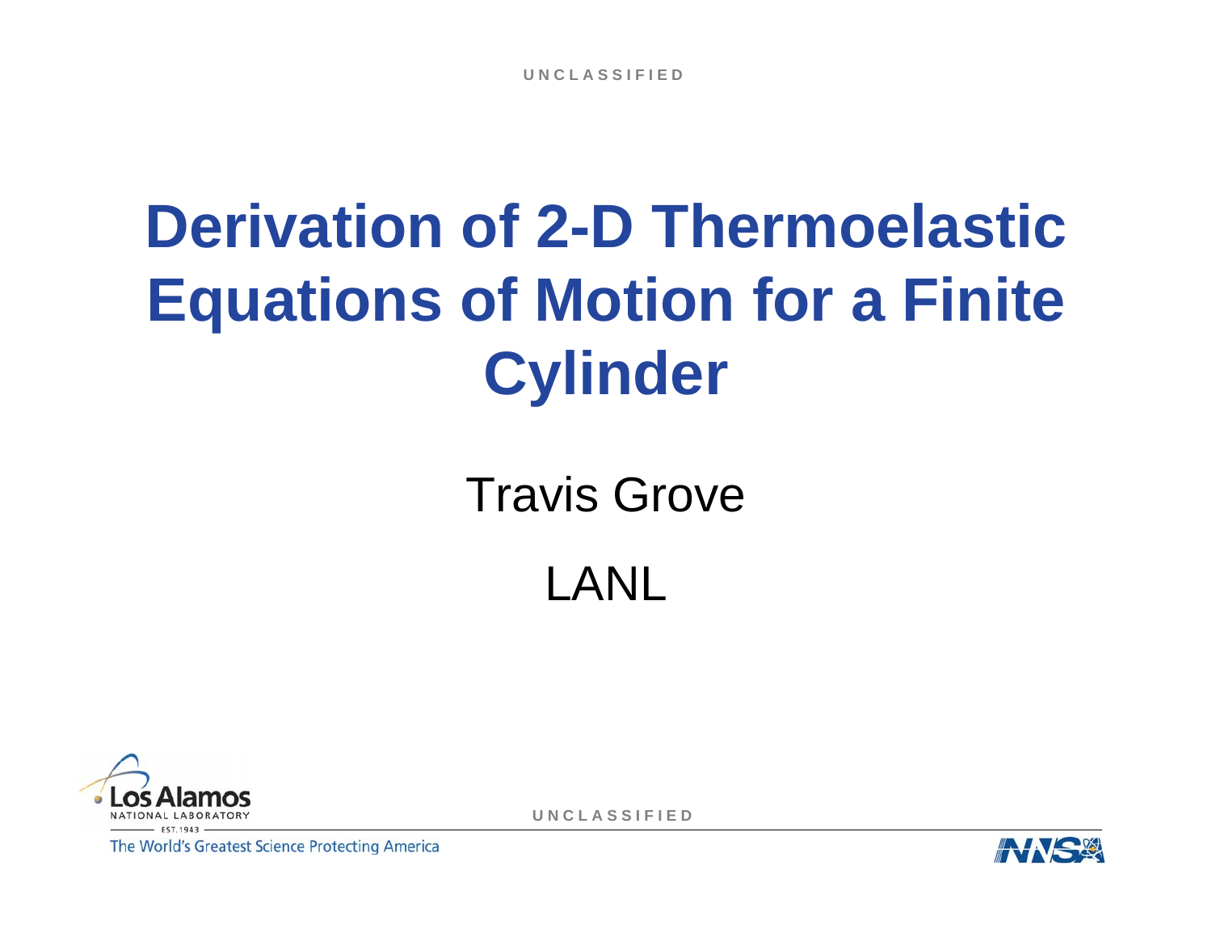# Derivation of 2-D Thermoelastic Equations of Motion for a Finite Cylinder

Travis Grove

LANL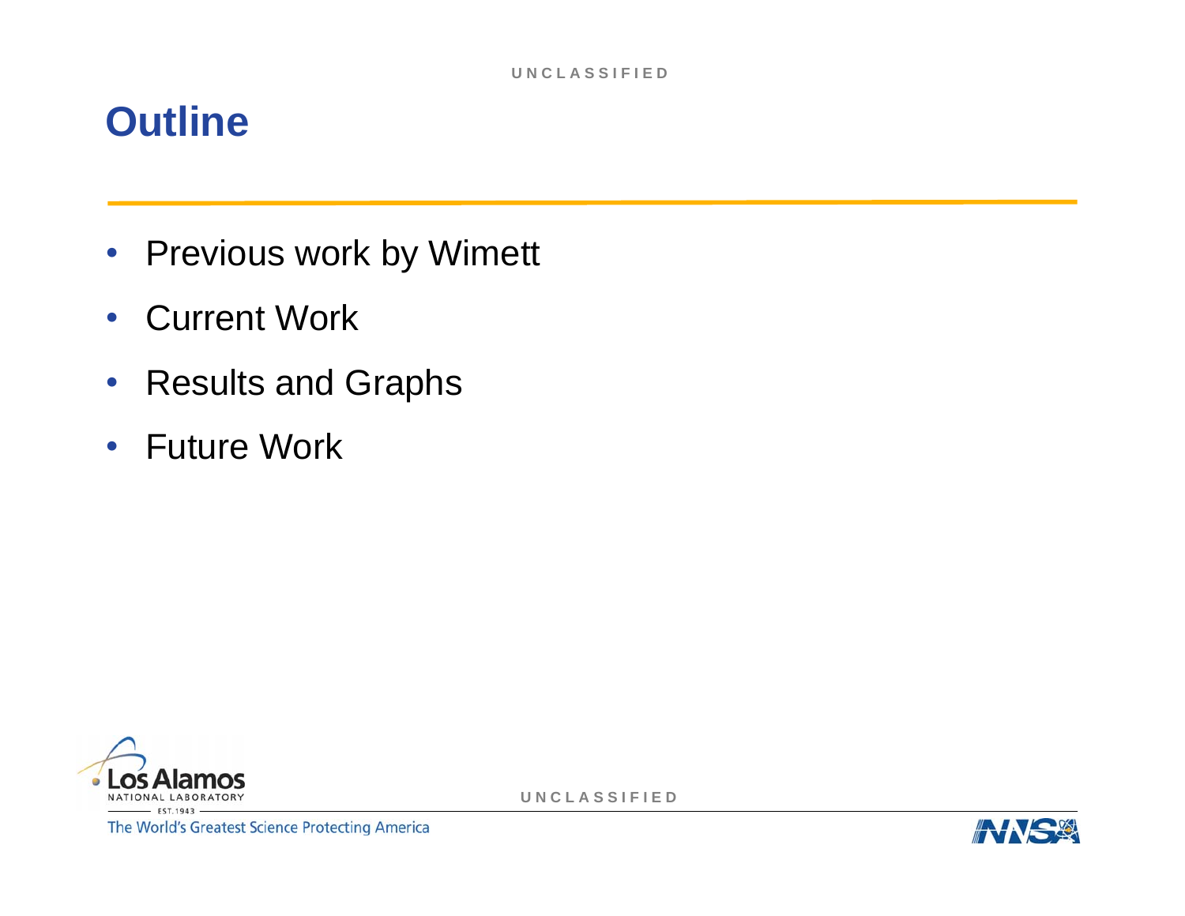# Outline

- Previous work by Wimett
- Current Work
- Results and Graphs
- Future Work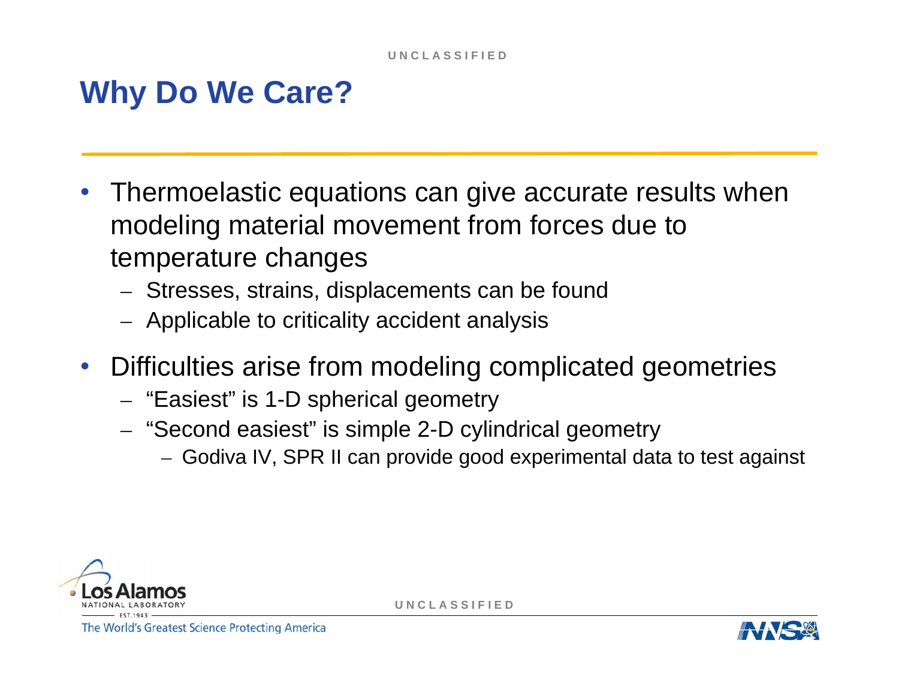# Why Do We Care?

- Thermoelastic equations can give accurate results when modeling material movement from forces due to temperature changes
  - Stresses, strains, displacements can be found
  - Applicable to criticality accident analysis
- Difficulties arise from modeling complicated geometries
  - “Easiest” is 1-D spherical geometry
  - “Second easiest” is simple 2-D cylindrical geometry
    - Godiva IV, SPR II can provide good experimental data to test against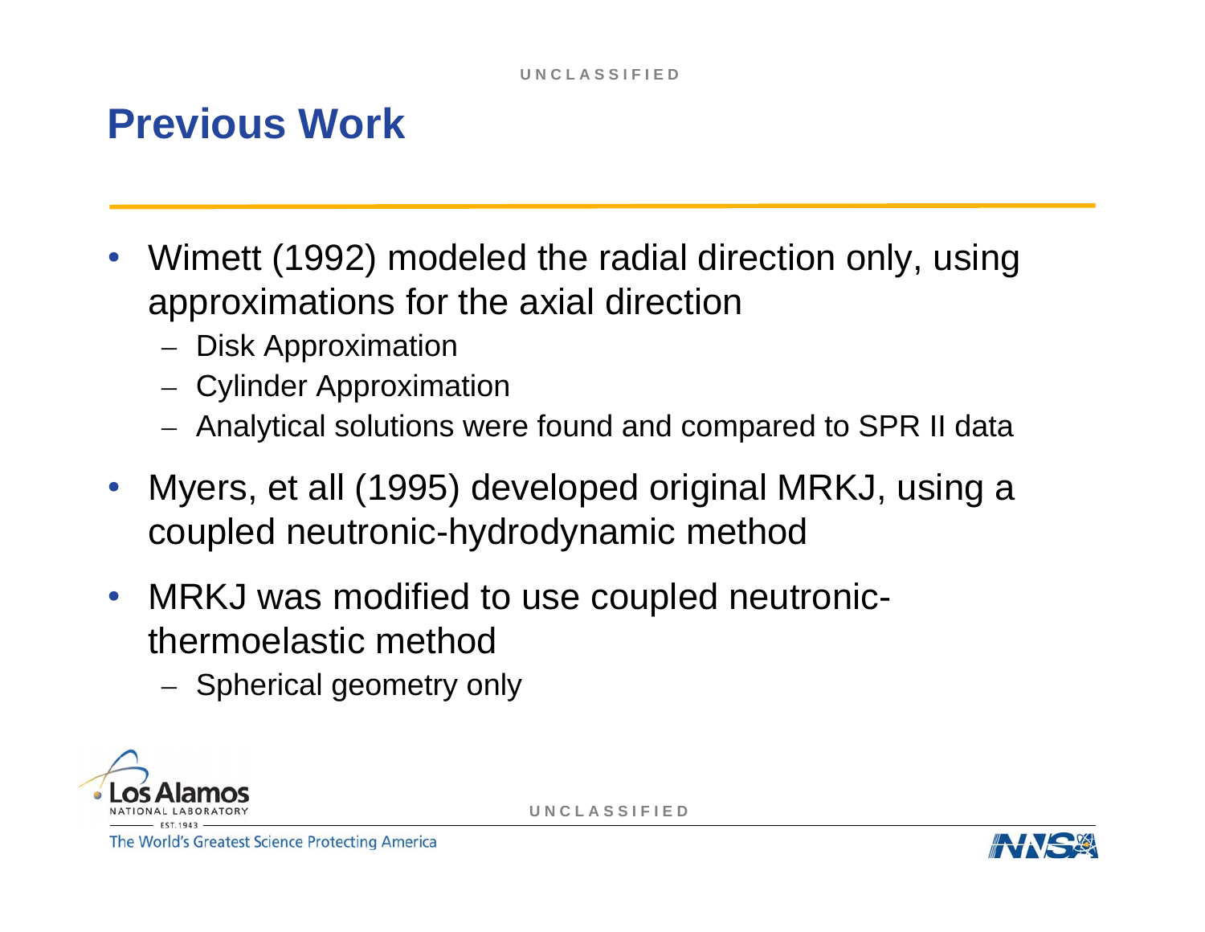# Previous Work

- Wimett (1992) modeled the radial direction only, using approximations for the axial direction
  - Disk Approximation
  - Cylinder Approximation
  - Analytical solutions were found and compared to SPR II data
- Myers, et all (1995) developed original MRKJ, using a coupled neutronic-hydrodynamic method
- MRKJ was modified to use coupled neutronic-thermoelastic method
  - Spherical geometry only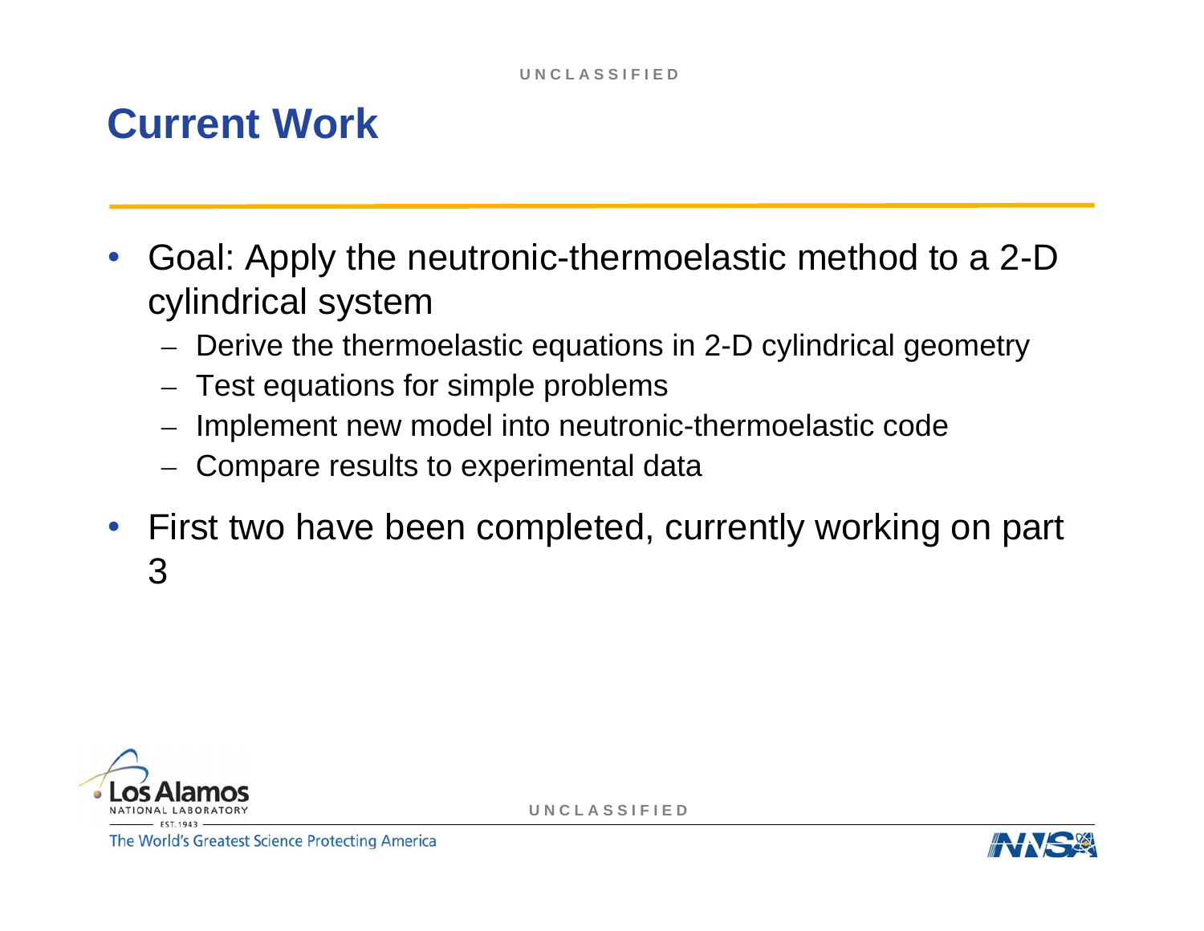# Current Work

- Goal: Apply the neutronic-thermoelastic method to a 2-D cylindrical system
  - Derive the thermoelastic equations in 2-D cylindrical geometry
  - Test equations for simple problems
  - Implement new model into neutronic-thermoelastic code
  - Compare results to experimental data
- First two have been completed, currently working on part 3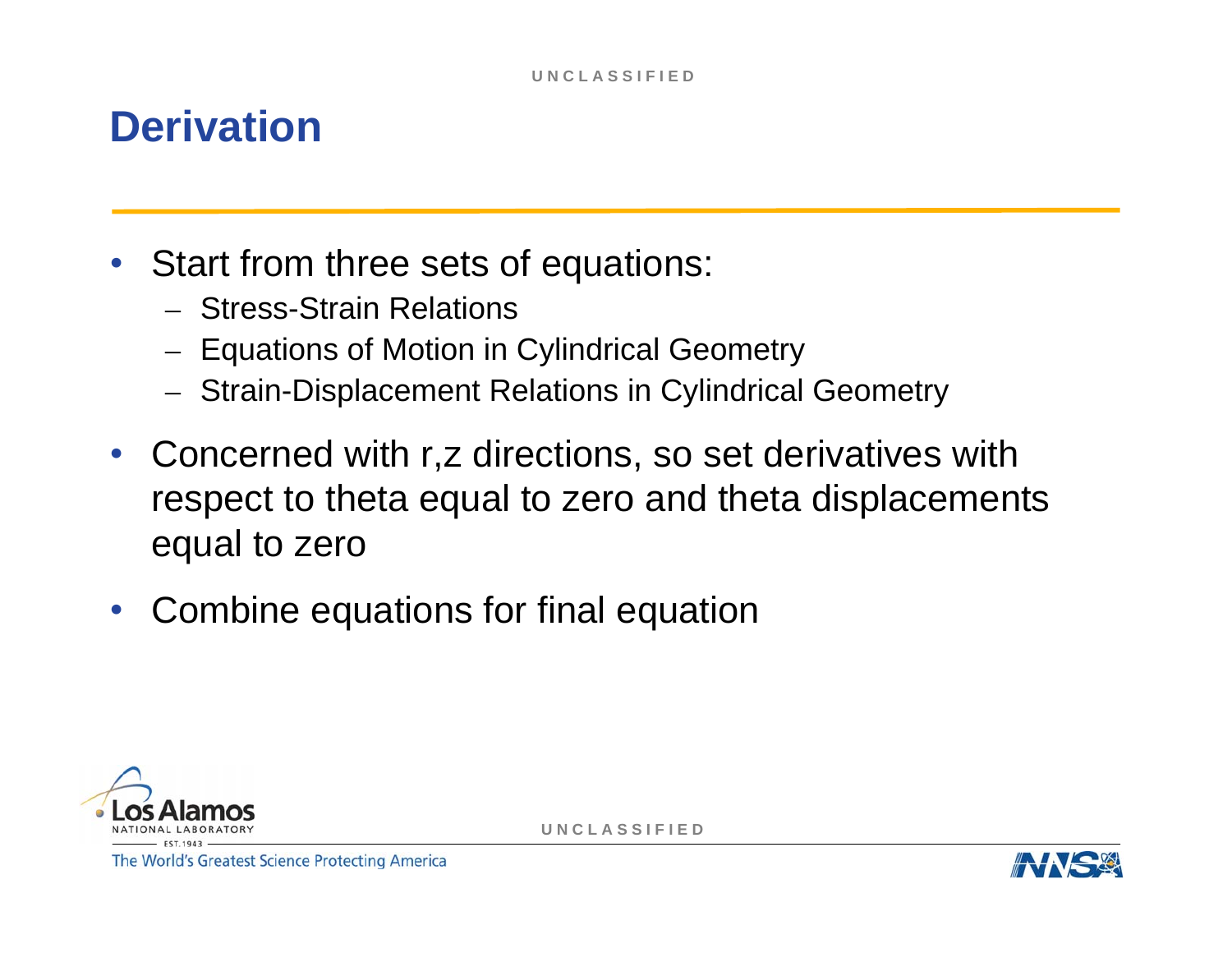# Derivation

- Start from three sets of equations:
  - Stress-Strain Relations
  - Equations of Motion in Cylindrical Geometry
  - Strain-Displacement Relations in Cylindrical Geometry
- Concerned with r,z directions, so set derivatives with respect to theta equal to zero and theta displacements equal to zero
- Combine equations for final equation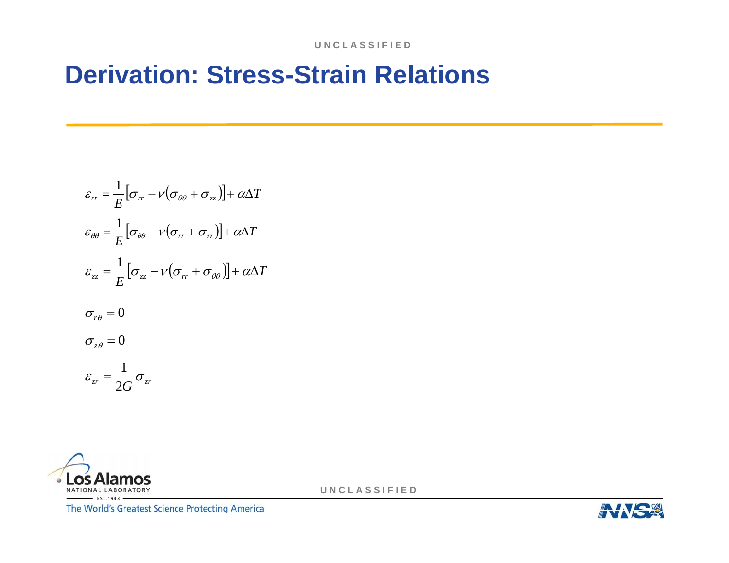# Derivation: Stress-Strain Relations

$$\varepsilon_{rr} = \frac{1}{E}\left[\sigma_{rr} - \nu\left(\sigma_{\theta\theta} + \sigma_{zz}\right)\right] + \alpha\Delta T$$

$$\varepsilon_{\theta\theta} = \frac{1}{E}\left[\sigma_{\theta\theta} - \nu\left(\sigma_{rr} + \sigma_{zz}\right)\right] + \alpha\Delta T$$

$$\varepsilon_{zz} = \frac{1}{E}\left[\sigma_{zz} - \nu\left(\sigma_{rr} + \sigma_{\theta\theta}\right)\right] + \alpha\Delta T$$

$$\sigma_{r\theta} = 0$$

$$\sigma_{z\theta} = 0$$

$$\varepsilon_{zr} = \frac{1}{2G}\sigma_{zr}$$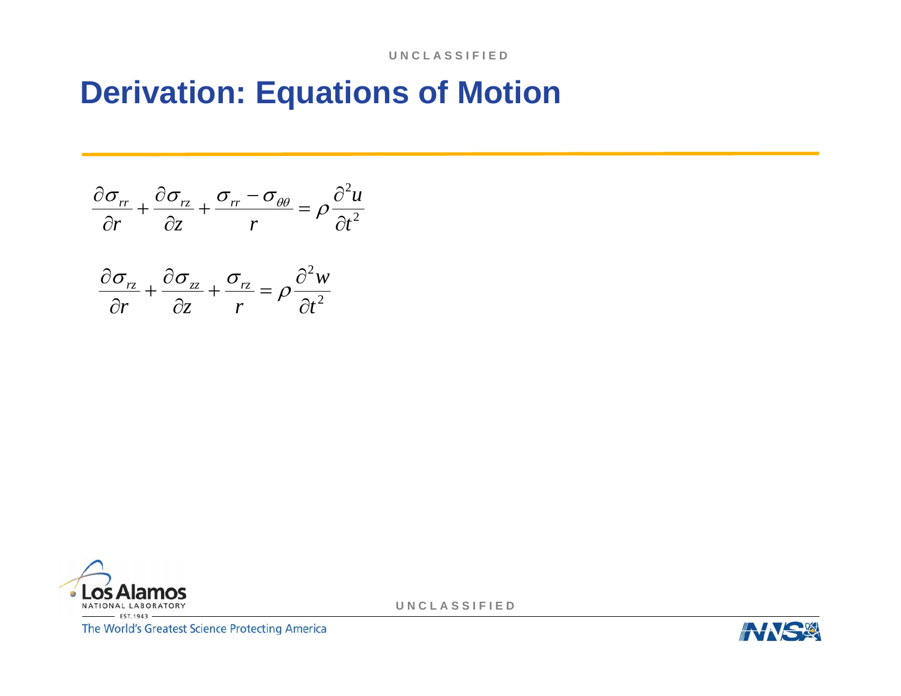# Derivation: Equations of Motion

$$\frac{\partial \sigma_{rr}}{\partial r} + \frac{\partial \sigma_{rz}}{\partial z} + \frac{\sigma_{rr} - \sigma_{\theta\theta}}{r} = \rho \frac{\partial^2 u}{\partial t^2}$$

$$\frac{\partial \sigma_{rz}}{\partial r} + \frac{\partial \sigma_{zz}}{\partial z} + \frac{\sigma_{rz}}{r} = \rho \frac{\partial^2 w}{\partial t^2}$$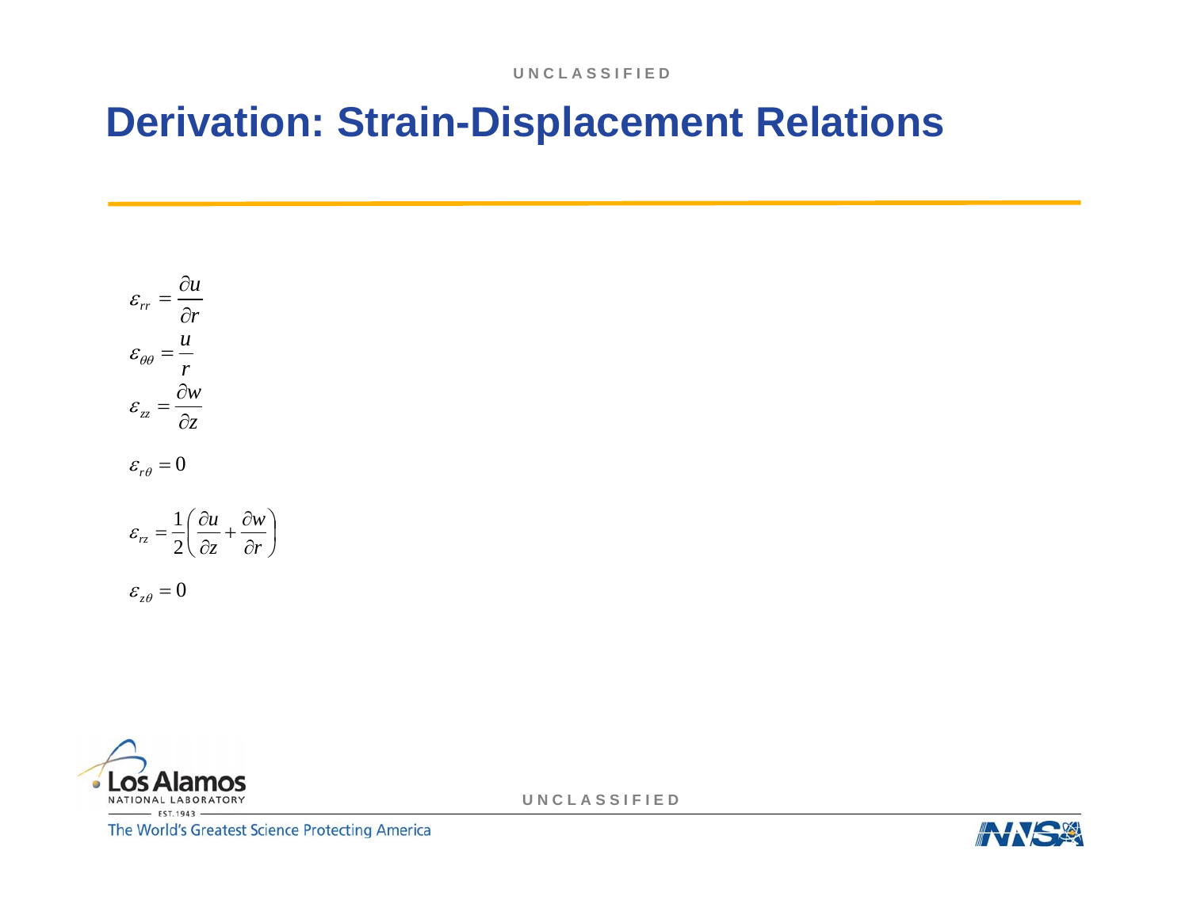# Derivation: Strain-Displacement Relations

$$\varepsilon_{rr} = \frac{\partial u}{\partial r}$$

$$\varepsilon_{\theta\theta} = \frac{u}{r}$$

$$\varepsilon_{zz} = \frac{\partial w}{\partial z}$$

$$\varepsilon_{r\theta} = 0$$

$$\varepsilon_{rz} = \frac{1}{2}\left(\frac{\partial u}{\partial z} + \frac{\partial w}{\partial r}\right)$$

$$\varepsilon_{z\theta} = 0$$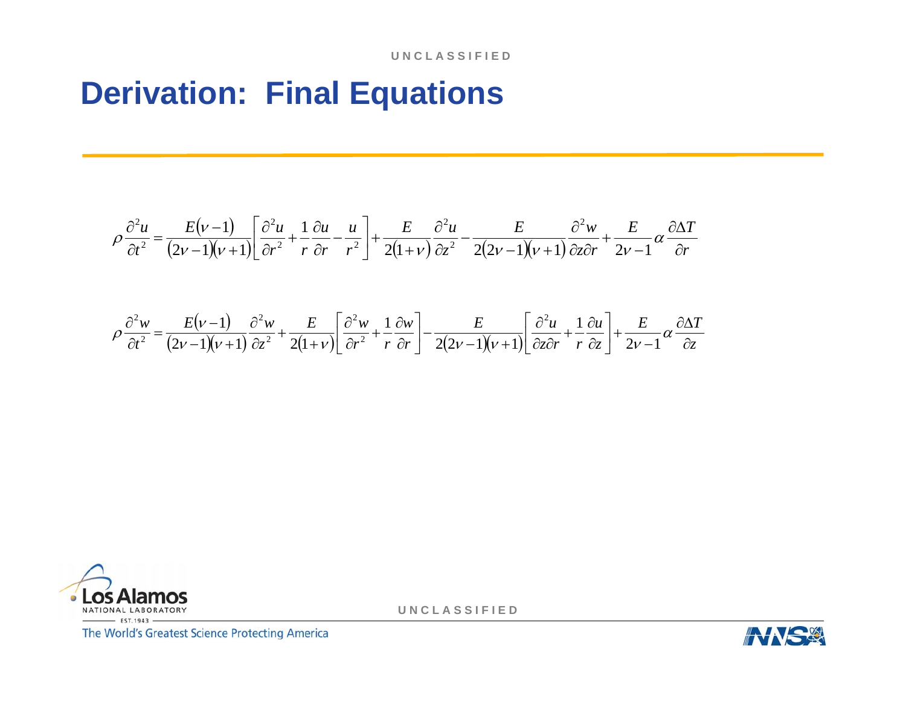# Derivation: Final Equations

$$\rho \frac{\partial^2 u}{\partial t^2} = \frac{E(\nu - 1)}{(2\nu - 1)(\nu + 1)} \left[ \frac{\partial^2 u}{\partial r^2} + \frac{1}{r} \frac{\partial u}{\partial r} - \frac{u}{r^2} \right] + \frac{E}{2(1+\nu)} \frac{\partial^2 u}{\partial z^2} - \frac{E}{2(2\nu - 1)(\nu + 1)} \frac{\partial^2 w}{\partial z \partial r} + \frac{E}{2\nu - 1} \alpha \frac{\partial \Delta T}{\partial r}$$

$$\rho \frac{\partial^2 w}{\partial t^2} = \frac{E(\nu - 1)}{(2\nu - 1)(\nu + 1)} \frac{\partial^2 w}{\partial z^2} + \frac{E}{2(1+\nu)} \left[ \frac{\partial^2 w}{\partial r^2} + \frac{1}{r} \frac{\partial w}{\partial r} \right] - \frac{E}{2(2\nu - 1)(\nu + 1)} \left[ \frac{\partial^2 u}{\partial z \partial r} + \frac{1}{r} \frac{\partial u}{\partial z} \right] + \frac{E}{2\nu - 1} \alpha \frac{\partial \Delta T}{\partial z}$$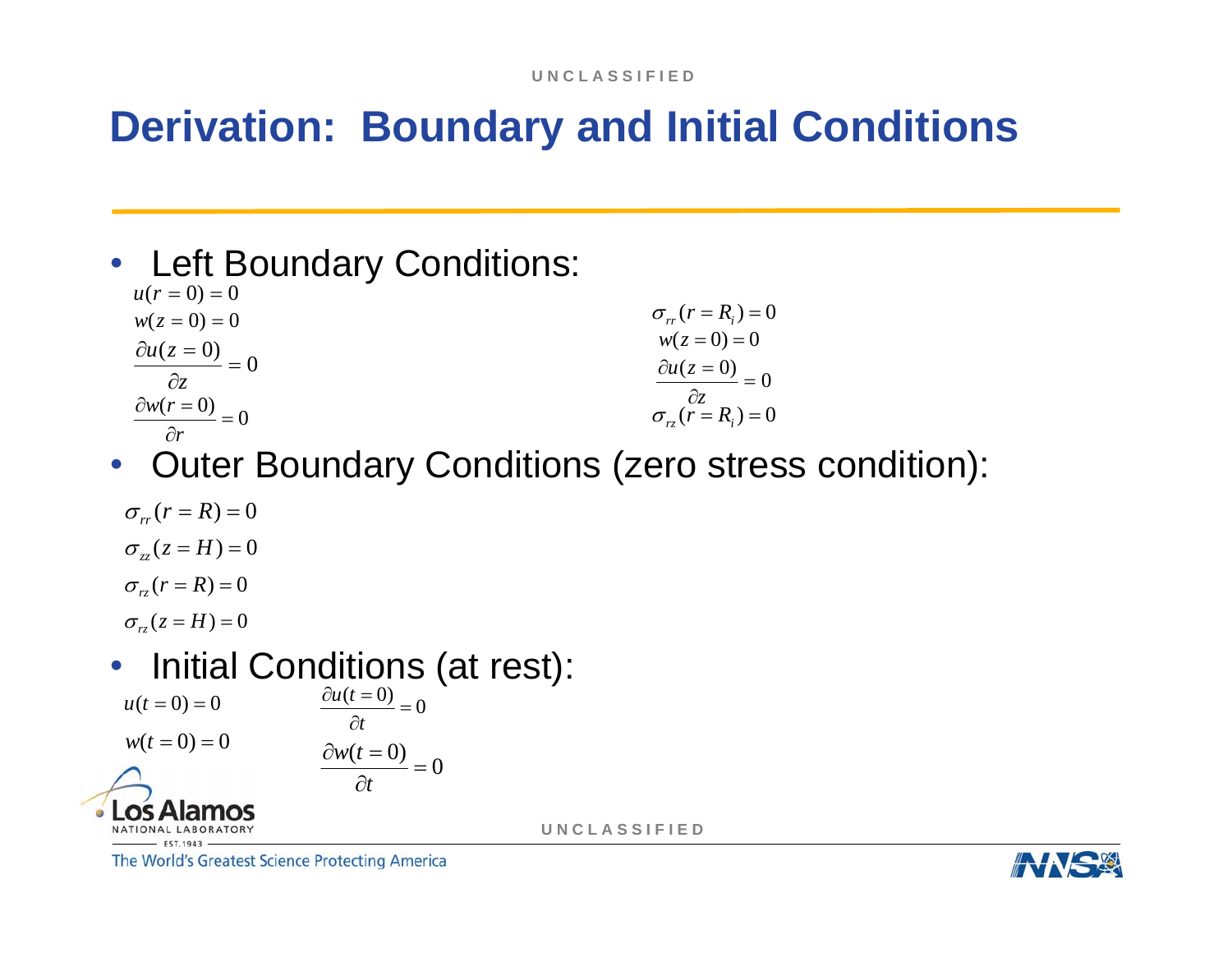# Derivation: Boundary and Initial Conditions

- Left Boundary Conditions:

$$u(r=0)=0$$

$$w(z=0)=0$$

$$\frac{\partial u(z=0)}{\partial z}=0$$

$$\frac{\partial w(r=0)}{\partial r}=0$$

$$\sigma_{rr}(r=R_i)=0$$

$$w(z=0)=0$$

$$\frac{\partial u(z=0)}{\partial z}=0$$

$$\sigma_{rz}(r=R_i)=0$$

- Outer Boundary Conditions (zero stress condition):

$$\sigma_{rr}(r=R)=0$$

$$\sigma_{zz}(z=H)=0$$

$$\sigma_{rz}(r=R)=0$$

$$\sigma_{rz}(z=H)=0$$

- Initial Conditions (at rest):

$$u(t=0)=0 \qquad \frac{\partial u(t=0)}{\partial t}=0$$

$$w(t=0)=0 \qquad \frac{\partial w(t=0)}{\partial t}=0$$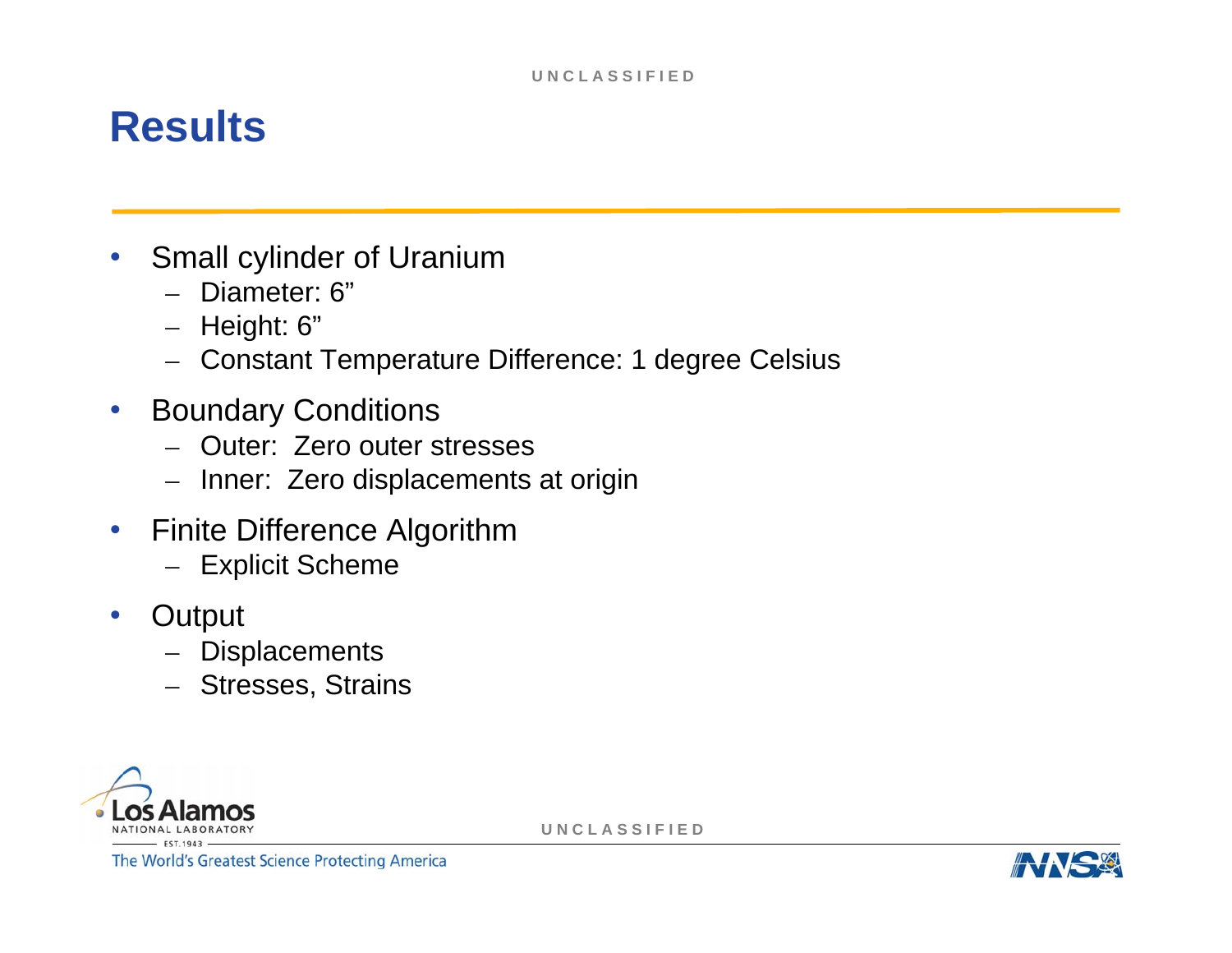# Results

- Small cylinder of Uranium
  - Diameter: 6”
  - Height: 6”
  - Constant Temperature Difference: 1 degree Celsius
- Boundary Conditions
  - Outer:  Zero outer stresses
  - Inner:  Zero displacements at origin
- Finite Difference Algorithm
  - Explicit Scheme
- Output
  - Displacements
  - Stresses, Strains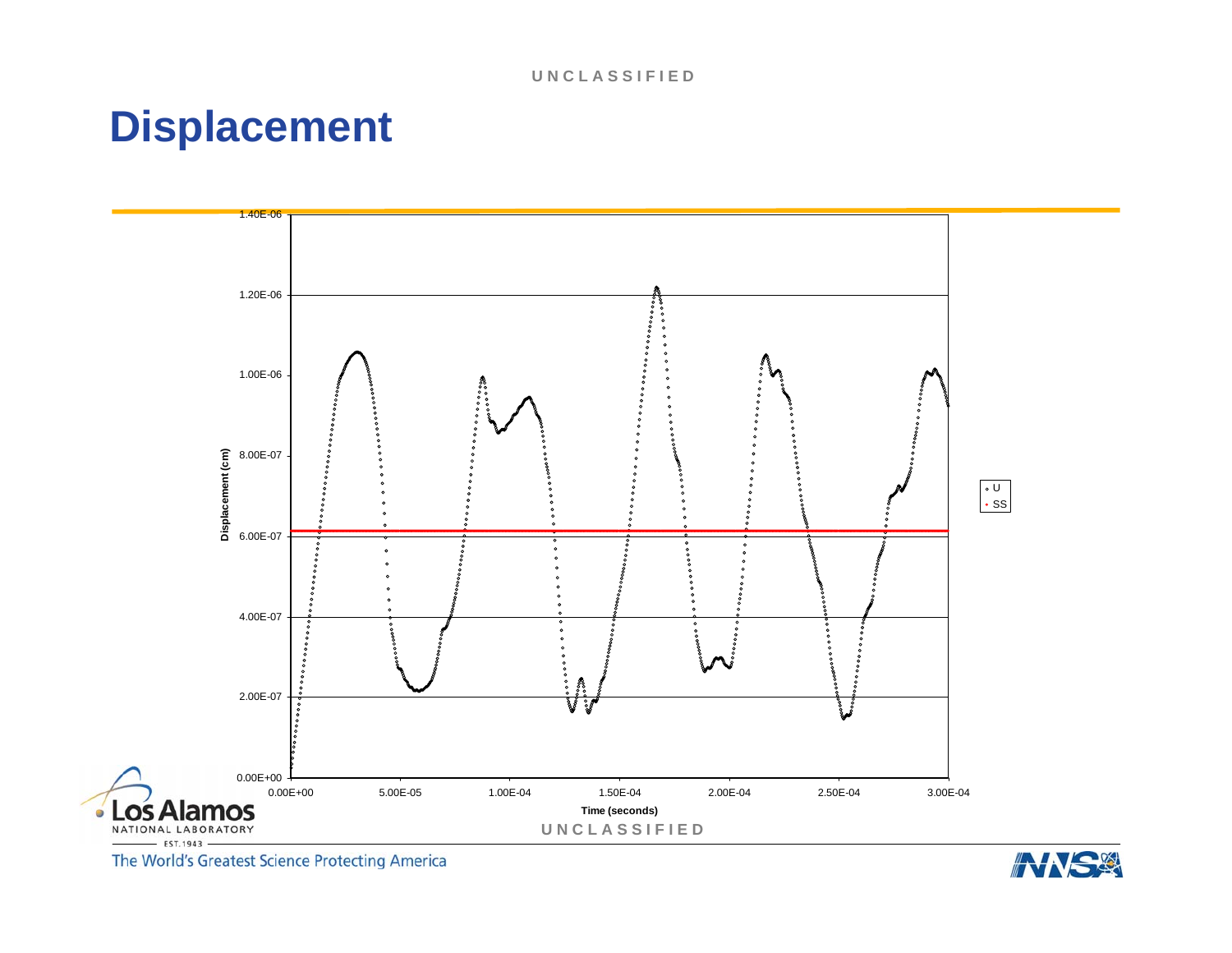# Displacement

Displacement (cm)

1.40E-06

1.20E-06

1.00E-06

8.00E-07

6.00E-07

4.00E-07

2.00E-07

0.00E+00

0.00E+00 5.00E-05 1.00E-04 1.50E-04 2.00E-04 2.50E-04 3.00E-04

Time (seconds)

U

SS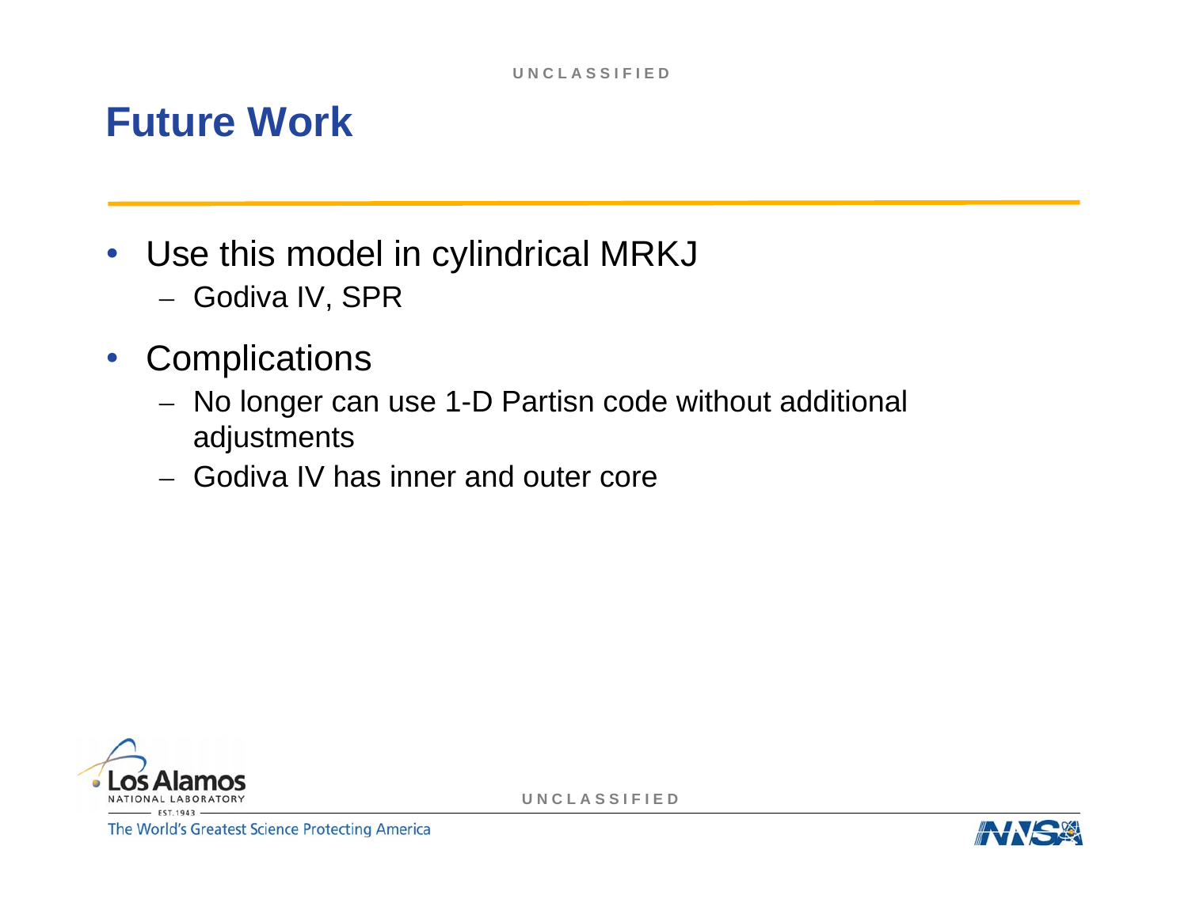# Future Work

- Use this model in cylindrical MRKJ
  - Godiva IV, SPR
- Complications
  - No longer can use 1-D Partisn code without additional adjustments
  - Godiva IV has inner and outer core